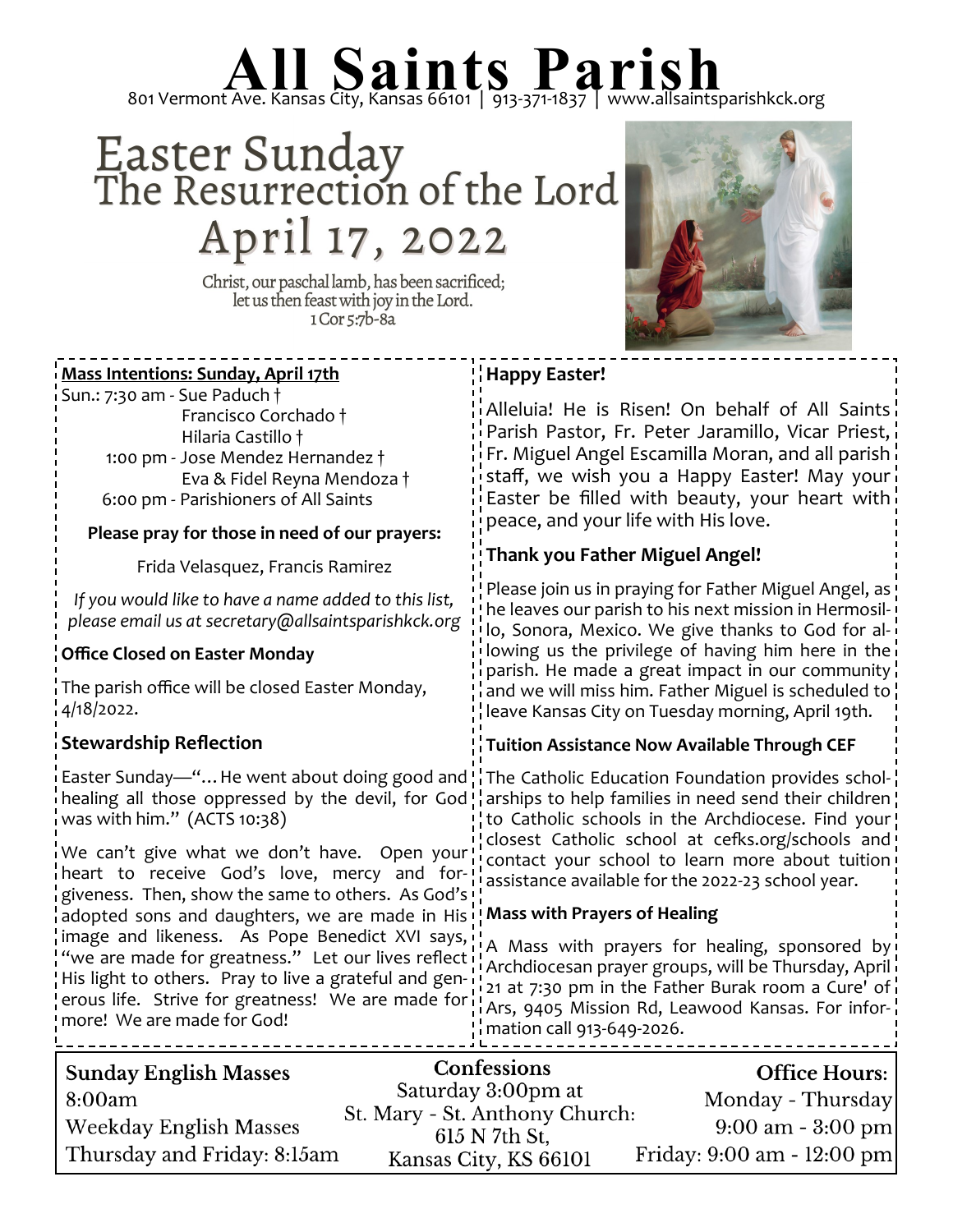# All Saints Parish

801 Vermont Ave. Kansas City, Kansas 66101 | 913-371-1837 | www.allsaintsparishkck.org

## Easter Sunday
## The Resurrection of the Lord
## April 17, 2022

Christ, our paschal lamb, has been sacrificed;
let us then feast with joy in the Lord.
1 Cor 5:7b-8a

**Mass Intentions: Sunday, April 17th**

Sun.: 7:30 am - Sue Paduch †
Francisco Corchado †
Hilaria Castillo †
1:00 pm - Jose Mendez Hernandez †
Eva & Fidel Reyna Mendoza †
6:00 pm - Parishioners of All Saints

**Please pray for those in need of our prayers:**

Frida Velasquez, Francis Ramirez

*If you would like to have a name added to this list, please email us at secretary@allsaintsparishkck.org*

### Office Closed on Easter Monday

The parish office will be closed Easter Monday, 4/18/2022.

### Stewardship Reflection

Easter Sunday—"…He went about doing good and healing all those oppressed by the devil, for God was with him." (ACTS 10:38)

We can't give what we don't have. Open your heart to receive God's love, mercy and forgiveness. Then, show the same to others. As God's adopted sons and daughters, we are made in His image and likeness. As Pope Benedict XVI says, "we are made for greatness." Let our lives reflect His light to others. Pray to live a grateful and generous life. Strive for greatness! We are made for more! We are made for God!

### Happy Easter!

Alleluia! He is Risen! On behalf of All Saints Parish Pastor, Fr. Peter Jaramillo, Vicar Priest, Fr. Miguel Angel Escamilla Moran, and all parish staff, we wish you a Happy Easter! May your Easter be filled with beauty, your heart with peace, and your life with His love.

### Thank you Father Miguel Angel!

Please join us in praying for Father Miguel Angel, as he leaves our parish to his next mission in Hermosillo, Sonora, Mexico. We give thanks to God for allowing us the privilege of having him here in the parish. He made a great impact in our community and we will miss him. Father Miguel is scheduled to leave Kansas City on Tuesday morning, April 19th.

### Tuition Assistance Now Available Through CEF

The Catholic Education Foundation provides scholarships to help families in need send their children to Catholic schools in the Archdiocese. Find your closest Catholic school at cefks.org/schools and contact your school to learn more about tuition assistance available for the 2022-23 school year.

### Mass with Prayers of Healing

A Mass with prayers for healing, sponsored by Archdiocesan prayer groups, will be Thursday, April 21 at 7:30 pm in the Father Burak room a Cure' of Ars, 9405 Mission Rd, Leawood Kansas. For information call 913-649-2026.

**Sunday English Masses**
8:00am
Weekday English Masses
Thursday and Friday: 8:15am

**Confessions**
Saturday 3:00pm at
St. Mary - St. Anthony Church:
615 N 7th St,
Kansas City, KS 66101

**Office Hours:**
Monday - Thursday
9:00 am - 3:00 pm
Friday: 9:00 am - 12:00 pm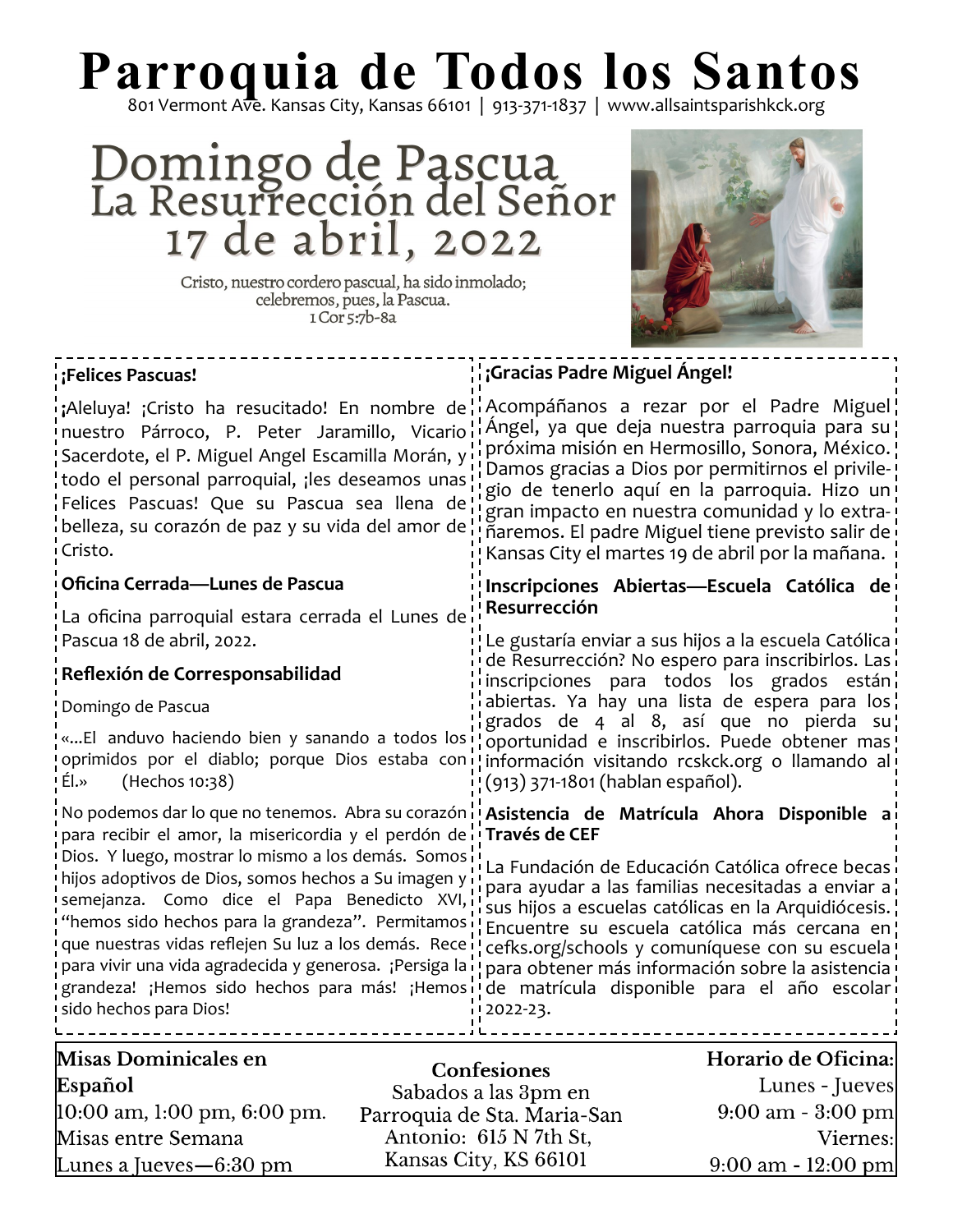# Parroquia de Todos los Santos

801 Vermont Ave. Kansas City, Kansas 66101 | 913-371-1837 | www.allsaintsparishkck.org

## Domingo de Pascua
## La Resurrección del Señor
## 17 de abril, 2022

Cristo, nuestro cordero pascual, ha sido inmolado; celebremos, pues, la Pascua.
1 Cor 5:7b-8a

**¡Felices Pascuas!**

¡Aleluya! ¡Cristo ha resucitado! En nombre de nuestro Párroco, P. Peter Jaramillo, Vicario Sacerdote, el P. Miguel Angel Escamilla Morán, y todo el personal parroquial, ¡les deseamos unas Felices Pascuas! Que su Pascua sea llena de belleza, su corazón de paz y su vida del amor de Cristo.

**Oficina Cerrada—Lunes de Pascua**

La oficina parroquial estara cerrada el Lunes de Pascua 18 de abril, 2022.

**Reflexión de Corresponsabilidad**

Domingo de Pascua

«...El anduvo haciendo bien y sanando a todos los oprimidos por el diablo; porque Dios estaba con Él.» (Hechos 10:38)

No podemos dar lo que no tenemos. Abra su corazón para recibir el amor, la misericordia y el perdón de Dios. Y luego, mostrar lo mismo a los demás. Somos hijos adoptivos de Dios, somos hechos a Su imagen y semejanza. Como dice el Papa Benedicto XVI, "hemos sido hechos para la grandeza". Permitamos que nuestras vidas reflejen Su luz a los demás. Rece para vivir una vida agradecida y generosa. ¡Persiga la grandeza! ¡Hemos sido hechos para más! ¡Hemos sido hechos para Dios!

**¡Gracias Padre Miguel Ángel!**

Acompáñanos a rezar por el Padre Miguel Ángel, ya que deja nuestra parroquia para su próxima misión en Hermosillo, Sonora, México. Damos gracias a Dios por permitirnos el privilegio de tenerlo aquí en la parroquia. Hizo un gran impacto en nuestra comunidad y lo extrañaremos. El padre Miguel tiene previsto salir de Kansas City el martes 19 de abril por la mañana.

**Inscripciones Abiertas—Escuela Católica de Resurrección**

Le gustaría enviar a sus hijos a la escuela Católica de Resurrección? No espero para inscribirlos. Las inscripciones para todos los grados están abiertas. Ya hay una lista de espera para los grados de 4 al 8, así que no pierda su oportunidad e inscribirlos. Puede obtener mas información visitando rcskck.org o llamando al (913) 371-1801 (hablan español).

**Asistencia de Matrícula Ahora Disponible a Través de CEF**

La Fundación de Educación Católica ofrece becas para ayudar a las familias necesitadas a enviar a sus hijos a escuelas católicas en la Arquidiócesis. Encuentre su escuela católica más cercana en cefks.org/schools y comuníquese con su escuela para obtener más información sobre la asistencia de matrícula disponible para el año escolar 2022-23.

**Misas Dominicales en Español**
10:00 am, 1:00 pm, 6:00 pm.
Misas entre Semana
Lunes a Jueves—6:30 pm

**Confesiones**
Sabados a las 3pm en Parroquia de Sta. Maria-San Antonio: 615 N 7th St, Kansas City, KS 66101

**Horario de Oficina:**
Lunes - Jueves
9:00 am - 3:00 pm
Viernes:
9:00 am - 12:00 pm